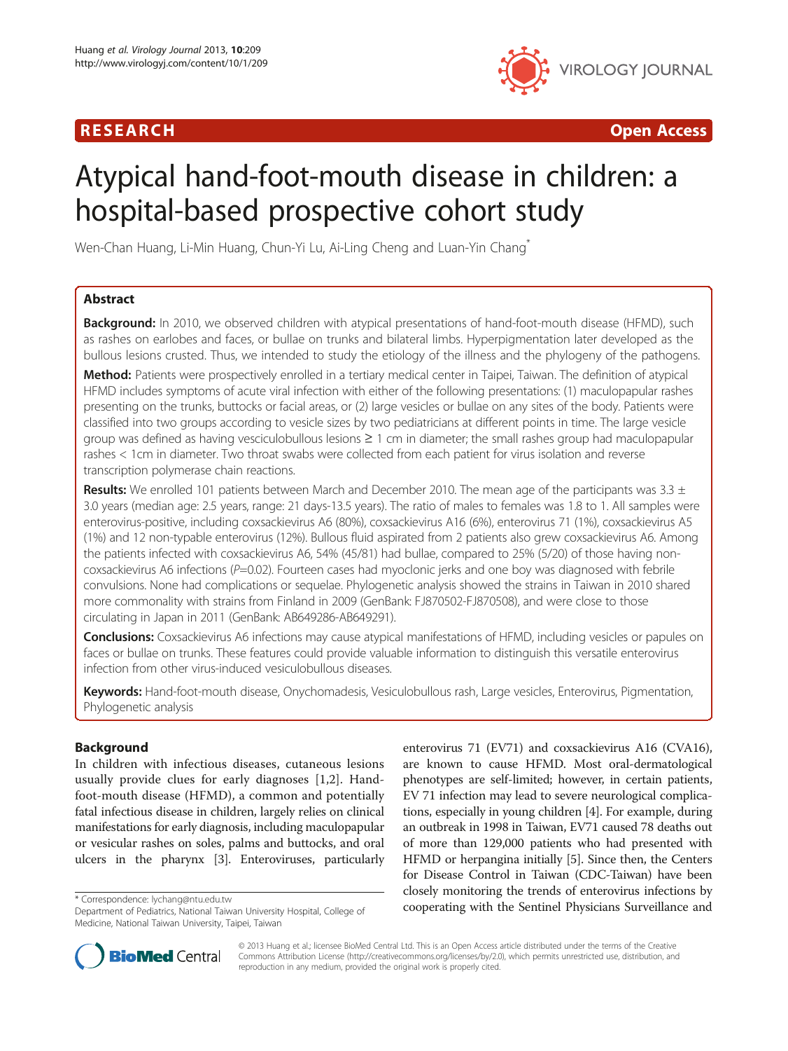RESEARCH **Open Access**

# Atypical hand-foot-mouth disease in children: a hospital-based prospective cohort study

Wen-Chan Huang, Li-Min Huang, Chun-Yi Lu, Ai-Ling Cheng and Luan-Yin Chang*

## Abstract

**Background:** In 2010, we observed children with atypical presentations of hand-foot-mouth disease (HFMD), such as rashes on earlobes and faces, or bullae on trunks and bilateral limbs. Hyperpigmentation later developed as the bullous lesions crusted. Thus, we intended to study the etiology of the illness and the phylogeny of the pathogens.

**Method:** Patients were prospectively enrolled in a tertiary medical center in Taipei, Taiwan. The definition of atypical HFMD includes symptoms of acute viral infection with either of the following presentations: (1) maculopapular rashes presenting on the trunks, buttocks or facial areas, or (2) large vesicles or bullae on any sites of the body. Patients were classified into two groups according to vesicle sizes by two pediatricians at different points in time. The large vesicle group was defined as having vesciculobullous lesions ≥ 1 cm in diameter; the small rashes group had maculopapular rashes < 1cm in diameter. Two throat swabs were collected from each patient for virus isolation and reverse transcription polymerase chain reactions.

**Results:** We enrolled 101 patients between March and December 2010. The mean age of the participants was 3.3 ± 3.0 years (median age: 2.5 years, range: 21 days-13.5 years). The ratio of males to females was 1.8 to 1. All samples were enterovirus-positive, including coxsackievirus A6 (80%), coxsackievirus A16 (6%), enterovirus 71 (1%), coxsackievirus A5 (1%) and 12 non-typable enterovirus (12%). Bullous fluid aspirated from 2 patients also grew coxsackievirus A6. Among the patients infected with coxsackievirus A6, 54% (45/81) had bullae, compared to 25% (5/20) of those having non-coxsackievirus A6 infections ($P$=0.02). Fourteen cases had myoclonic jerks and one boy was diagnosed with febrile convulsions. None had complications or sequelae. Phylogenetic analysis showed the strains in Taiwan in 2010 shared more commonality with strains from Finland in 2009 (GenBank: FJ870502-FJ870508), and were close to those circulating in Japan in 2011 (GenBank: AB649286-AB649291).

**Conclusions:** Coxsackievirus A6 infections may cause atypical manifestations of HFMD, including vesicles or papules on faces or bullae on trunks. These features could provide valuable information to distinguish this versatile enterovirus infection from other virus-induced vesiculobullous diseases.

**Keywords:** Hand-foot-mouth disease, Onychomadesis, Vesiculobullous rash, Large vesicles, Enterovirus, Pigmentation, Phylogenetic analysis

## Background

In children with infectious diseases, cutaneous lesions usually provide clues for early diagnoses [1,2]. Hand-foot-mouth disease (HFMD), a common and potentially fatal infectious disease in children, largely relies on clinical manifestations for early diagnosis, including maculopapular or vesicular rashes on soles, palms and buttocks, and oral ulcers in the pharynx [3]. Enteroviruses, particularly enterovirus 71 (EV71) and coxsackievirus A16 (CVA16), are known to cause HFMD. Most oral-dermatological phenotypes are self-limited; however, in certain patients, EV 71 infection may lead to severe neurological complications, especially in young children [4]. For example, during an outbreak in 1998 in Taiwan, EV71 caused 78 deaths out of more than 129,000 patients who had presented with HFMD or herpangina initially [5]. Since then, the Centers for Disease Control in Taiwan (CDC-Taiwan) have been closely monitoring the trends of enterovirus infections by cooperating with the Sentinel Physicians Surveillance and

\* Correspondence: lychang@ntu.edu.tw
Department of Pediatrics, National Taiwan University Hospital, College of Medicine, National Taiwan University, Taipei, Taiwan

© 2013 Huang et al.; licensee BioMed Central Ltd. This is an Open Access article distributed under the terms of the Creative Commons Attribution License (http://creativecommons.org/licenses/by/2.0), which permits unrestricted use, distribution, and reproduction in any medium, provided the original work is properly cited.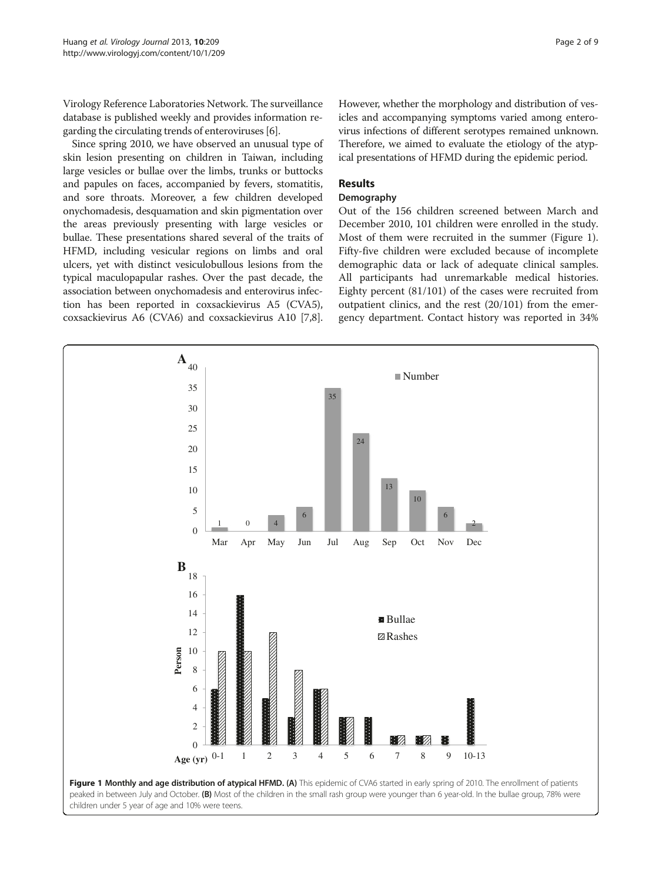Virology Reference Laboratories Network. The surveillance database is published weekly and provides information regarding the circulating trends of enteroviruses [6].

Since spring 2010, we have observed an unusual type of skin lesion presenting on children in Taiwan, including large vesicles or bullae over the limbs, trunks or buttocks and papules on faces, accompanied by fevers, stomatitis, and sore throats. Moreover, a few children developed onychomadesis, desquamation and skin pigmentation over the areas previously presenting with large vesicles or bullae. These presentations shared several of the traits of HFMD, including vesicular regions on limbs and oral ulcers, yet with distinct vesiculobullous lesions from the typical maculopapular rashes. Over the past decade, the association between onychomadesis and enterovirus infection has been reported in coxsackievirus A5 (CVA5), coxsackievirus A6 (CVA6) and coxsackievirus A10 [7,8]. However, whether the morphology and distribution of vesicles and accompanying symptoms varied among enterovirus infections of different serotypes remained unknown. Therefore, we aimed to evaluate the etiology of the atypical presentations of HFMD during the epidemic period.

## Results

### Demography

Out of the 156 children screened between March and December 2010, 101 children were enrolled in the study. Most of them were recruited in the summer (Figure 1). Fifty-five children were excluded because of incomplete demographic data or lack of adequate clinical samples. All participants had unremarkable medical histories. Eighty percent (81/101) of the cases were recruited from outpatient clinics, and the rest (20/101) from the emergency department. Contact history was reported in 34%

**Figure 1 Monthly and age distribution of atypical HFMD. (A)** This epidemic of CVA6 started in early spring of 2010. The enrollment of patients peaked in between July and October. **(B)** Most of the children in the small rash group were younger than 6 year-old. In the bullae group, 78% were children under 5 year of age and 10% were teens.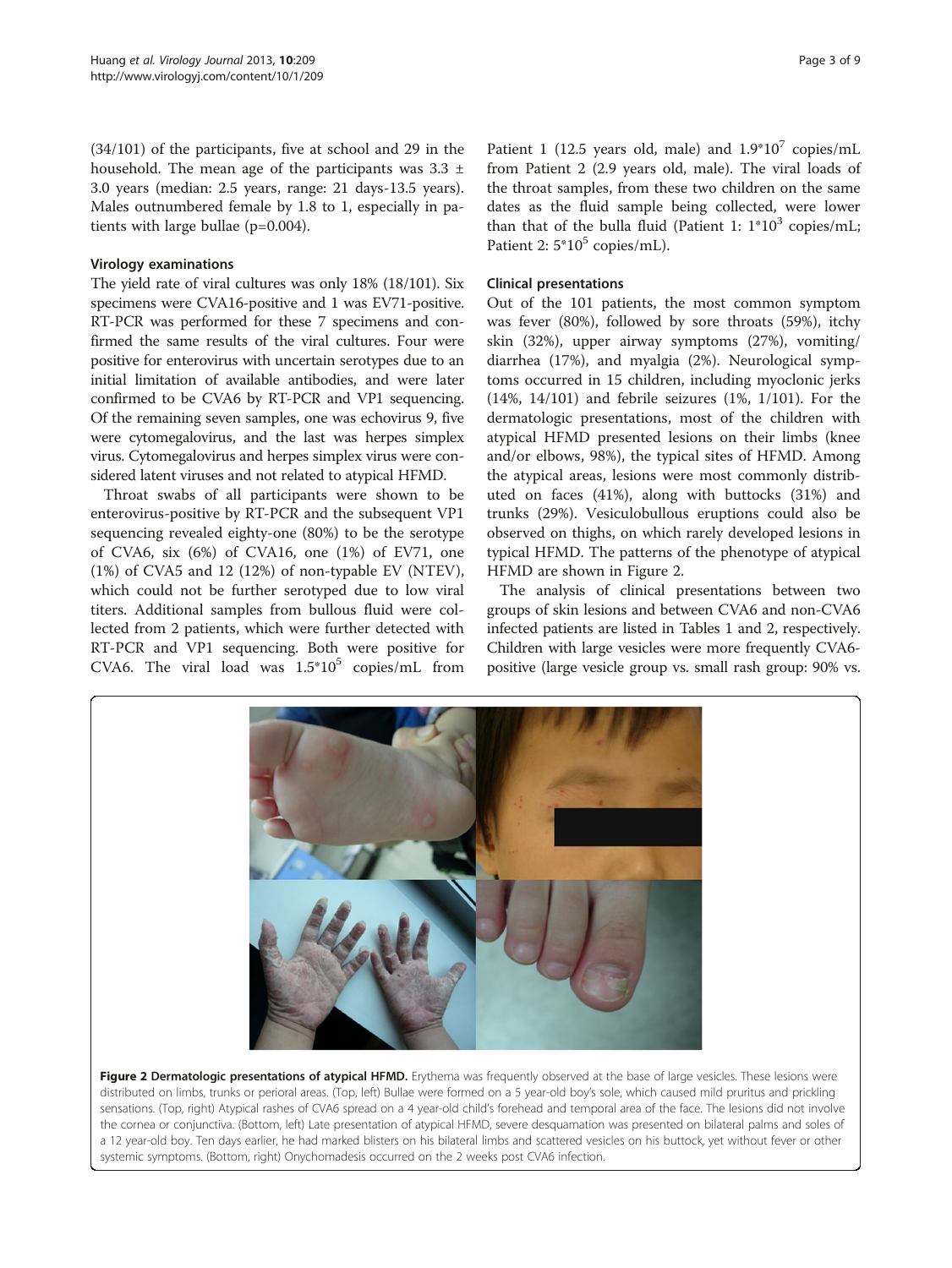(34/101) of the participants, five at school and 29 in the household. The mean age of the participants was 3.3 ± 3.0 years (median: 2.5 years, range: 21 days-13.5 years). Males outnumbered female by 1.8 to 1, especially in patients with large bullae (p=0.004).

### Virology examinations

The yield rate of viral cultures was only 18% (18/101). Six specimens were CVA16-positive and 1 was EV71-positive. RT-PCR was performed for these 7 specimens and confirmed the same results of the viral cultures. Four were positive for enterovirus with uncertain serotypes due to an initial limitation of available antibodies, and were later confirmed to be CVA6 by RT-PCR and VP1 sequencing. Of the remaining seven samples, one was echovirus 9, five were cytomegalovirus, and the last was herpes simplex virus. Cytomegalovirus and herpes simplex virus were considered latent viruses and not related to atypical HFMD.

Throat swabs of all participants were shown to be enterovirus-positive by RT-PCR and the subsequent VP1 sequencing revealed eighty-one (80%) to be the serotype of CVA6, six (6%) of CVA16, one (1%) of EV71, one (1%) of CVA5 and 12 (12%) of non-typable EV (NTEV), which could not be further serotyped due to low viral titers. Additional samples from bullous fluid were collected from 2 patients, which were further detected with RT-PCR and VP1 sequencing. Both were positive for CVA6. The viral load was $1.5*10^5$ copies/mL from Patient 1 (12.5 years old, male) and $1.9*10^7$ copies/mL from Patient 2 (2.9 years old, male). The viral loads of the throat samples, from these two children on the same dates as the fluid sample being collected, were lower than that of the bulla fluid (Patient 1: $1*10^3$ copies/mL; Patient 2: $5*10^5$ copies/mL).

### Clinical presentations

Out of the 101 patients, the most common symptom was fever (80%), followed by sore throats (59%), itchy skin (32%), upper airway symptoms (27%), vomiting/diarrhea (17%), and myalgia (2%). Neurological symptoms occurred in 15 children, including myoclonic jerks (14%, 14/101) and febrile seizures (1%, 1/101). For the dermatologic presentations, most of the children with atypical HFMD presented lesions on their limbs (knee and/or elbows, 98%), the typical sites of HFMD. Among the atypical areas, lesions were most commonly distributed on faces (41%), along with buttocks (31%) and trunks (29%). Vesiculobullous eruptions could also be observed on thighs, on which rarely developed lesions in typical HFMD. The patterns of the phenotype of atypical HFMD are shown in Figure 2.

The analysis of clinical presentations between two groups of skin lesions and between CVA6 and non-CVA6 infected patients are listed in Tables 1 and 2, respectively. Children with large vesicles were more frequently CVA6-positive (large vesicle group vs. small rash group: 90% vs.

**Figure 2 Dermatologic presentations of atypical HFMD.** Erythema was frequently observed at the base of large vesicles. These lesions were distributed on limbs, trunks or perioral areas. (Top, left) Bullae were formed on a 5 year-old boy's sole, which caused mild pruritus and prickling sensations. (Top, right) Atypical rashes of CVA6 spread on a 4 year-old child's forehead and temporal area of the face. The lesions did not involve the cornea or conjunctiva. (Bottom, left) Late presentation of atypical HFMD, severe desquamation was presented on bilateral palms and soles of a 12 year-old boy. Ten days earlier, he had marked blisters on his bilateral limbs and scattered vesicles on his buttock, yet without fever or other systemic symptoms. (Bottom, right) Onychomadesis occurred on the 2 weeks post CVA6 infection.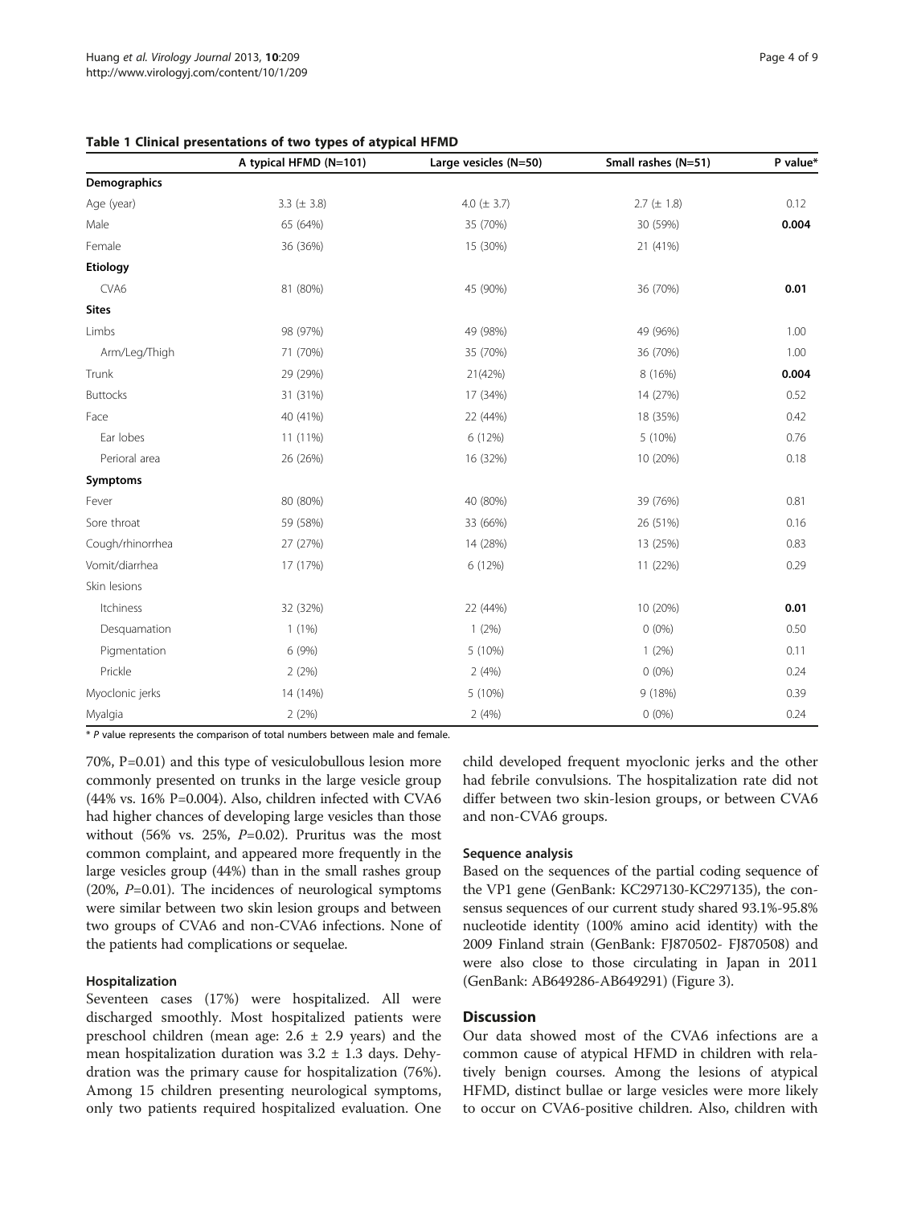**Table 1 Clinical presentations of two types of atypical HFMD**

| | A typical HFMD (N=101) | Large vesicles (N=50) | Small rashes (N=51) | P value* |
|---|---|---|---|---|
| **Demographics** | | | | |
| Age (year) | 3.3 (± 3.8) | 4.0 (± 3.7) | 2.7 (± 1.8) | 0.12 |
| Male | 65 (64%) | 35 (70%) | 30 (59%) | **0.004** |
| Female | 36 (36%) | 15 (30%) | 21 (41%) | |
| **Etiology** | | | | |
| CVA6 | 81 (80%) | 45 (90%) | 36 (70%) | **0.01** |
| **Sites** | | | | |
| Limbs | 98 (97%) | 49 (98%) | 49 (96%) | 1.00 |
| Arm/Leg/Thigh | 71 (70%) | 35 (70%) | 36 (70%) | 1.00 |
| Trunk | 29 (29%) | 21(42%) | 8 (16%) | **0.004** |
| Buttocks | 31 (31%) | 17 (34%) | 14 (27%) | 0.52 |
| Face | 40 (41%) | 22 (44%) | 18 (35%) | 0.42 |
| Ear lobes | 11 (11%) | 6 (12%) | 5 (10%) | 0.76 |
| Perioral area | 26 (26%) | 16 (32%) | 10 (20%) | 0.18 |
| **Symptoms** | | | | |
| Fever | 80 (80%) | 40 (80%) | 39 (76%) | 0.81 |
| Sore throat | 59 (58%) | 33 (66%) | 26 (51%) | 0.16 |
| Cough/rhinorrhea | 27 (27%) | 14 (28%) | 13 (25%) | 0.83 |
| Vomit/diarrhea | 17 (17%) | 6 (12%) | 11 (22%) | 0.29 |
| Skin lesions | | | | |
| Itchiness | 32 (32%) | 22 (44%) | 10 (20%) | **0.01** |
| Desquamation | 1 (1%) | 1 (2%) | 0 (0%) | 0.50 |
| Pigmentation | 6 (9%) | 5 (10%) | 1 (2%) | 0.11 |
| Prickle | 2 (2%) | 2 (4%) | 0 (0%) | 0.24 |
| Myoclonic jerks | 14 (14%) | 5 (10%) | 9 (18%) | 0.39 |
| Myalgia | 2 (2%) | 2 (4%) | 0 (0%) | 0.24 |

\* *P* value represents the comparison of total numbers between male and female.

70%, P=0.01) and this type of vesiculobullous lesion more commonly presented on trunks in the large vesicle group (44% vs. 16% P=0.004). Also, children infected with CVA6 had higher chances of developing large vesicles than those without (56% vs. 25%, *P*=0.02). Pruritus was the most common complaint, and appeared more frequently in the large vesicles group (44%) than in the small rashes group (20%, *P*=0.01). The incidences of neurological symptoms were similar between two skin lesion groups and between two groups of CVA6 and non-CVA6 infections. None of the patients had complications or sequelae.

### Hospitalization

Seventeen cases (17%) were hospitalized. All were discharged smoothly. Most hospitalized patients were preschool children (mean age: 2.6 ± 2.9 years) and the mean hospitalization duration was 3.2 ± 1.3 days. Dehydration was the primary cause for hospitalization (76%). Among 15 children presenting neurological symptoms, only two patients required hospitalized evaluation. One child developed frequent myoclonic jerks and the other had febrile convulsions. The hospitalization rate did not differ between two skin-lesion groups, or between CVA6 and non-CVA6 groups.

### Sequence analysis

Based on the sequences of the partial coding sequence of the VP1 gene (GenBank: KC297130-KC297135), the consensus sequences of our current study shared 93.1%-95.8% nucleotide identity (100% amino acid identity) with the 2009 Finland strain (GenBank: FJ870502- FJ870508) and were also close to those circulating in Japan in 2011 (GenBank: AB649286-AB649291) (Figure 3).

## Discussion

Our data showed most of the CVA6 infections are a common cause of atypical HFMD in children with relatively benign courses. Among the lesions of atypical HFMD, distinct bullae or large vesicles were more likely to occur on CVA6-positive children. Also, children with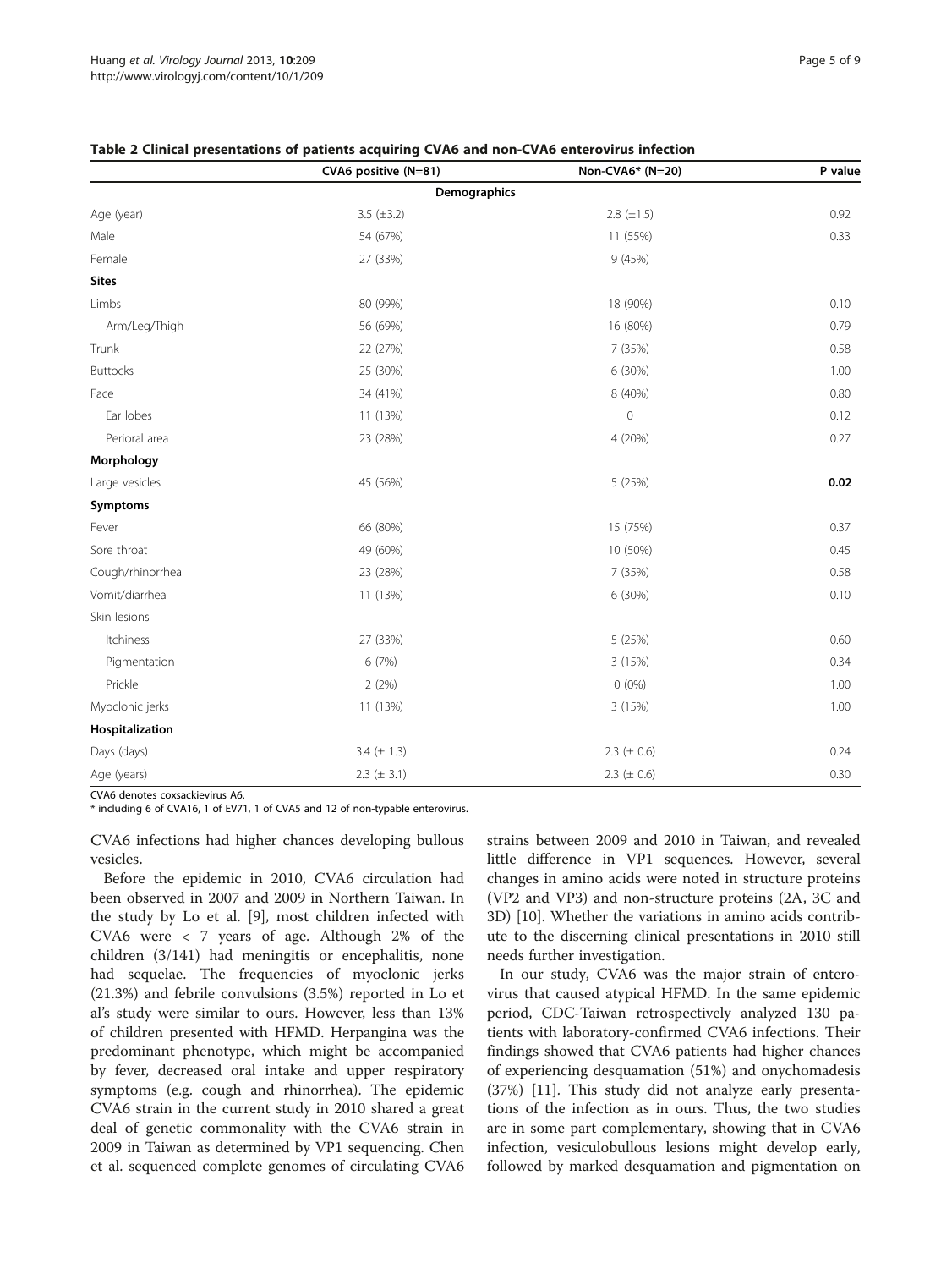**Table 2 Clinical presentations of patients acquiring CVA6 and non-CVA6 enterovirus infection**

| | CVA6 positive (N=81) | Non-CVA6* (N=20) | P value |
|---|---|---|---|
| **Demographics** | | | |
| Age (year) | 3.5 (±3.2) | 2.8 (±1.5) | 0.92 |
| Male | 54 (67%) | 11 (55%) | 0.33 |
| Female | 27 (33%) | 9 (45%) | |
| **Sites** | | | |
| Limbs | 80 (99%) | 18 (90%) | 0.10 |
| Arm/Leg/Thigh | 56 (69%) | 16 (80%) | 0.79 |
| Trunk | 22 (27%) | 7 (35%) | 0.58 |
| Buttocks | 25 (30%) | 6 (30%) | 1.00 |
| Face | 34 (41%) | 8 (40%) | 0.80 |
| Ear lobes | 11 (13%) | 0 | 0.12 |
| Perioral area | 23 (28%) | 4 (20%) | 0.27 |
| **Morphology** | | | |
| Large vesicles | 45 (56%) | 5 (25%) | **0.02** |
| **Symptoms** | | | |
| Fever | 66 (80%) | 15 (75%) | 0.37 |
| Sore throat | 49 (60%) | 10 (50%) | 0.45 |
| Cough/rhinorrhea | 23 (28%) | 7 (35%) | 0.58 |
| Vomit/diarrhea | 11 (13%) | 6 (30%) | 0.10 |
| Skin lesions | | | |
| Itchiness | 27 (33%) | 5 (25%) | 0.60 |
| Pigmentation | 6 (7%) | 3 (15%) | 0.34 |
| Prickle | 2 (2%) | 0 (0%) | 1.00 |
| Myoclonic jerks | 11 (13%) | 3 (15%) | 1.00 |
| **Hospitalization** | | | |
| Days (days) | 3.4 (± 1.3) | 2.3 (± 0.6) | 0.24 |
| Age (years) | 2.3 (± 3.1) | 2.3 (± 0.6) | 0.30 |

CVA6 denotes coxsackievirus A6.
* including 6 of CVA16, 1 of EV71, 1 of CVA5 and 12 of non-typable enterovirus.

CVA6 infections had higher chances developing bullous vesicles.

Before the epidemic in 2010, CVA6 circulation had been observed in 2007 and 2009 in Northern Taiwan. In the study by Lo et al. [9], most children infected with CVA6 were < 7 years of age. Although 2% of the children (3/141) had meningitis or encephalitis, none had sequelae. The frequencies of myoclonic jerks (21.3%) and febrile convulsions (3.5%) reported in Lo et al's study were similar to ours. However, less than 13% of children presented with HFMD. Herpangina was the predominant phenotype, which might be accompanied by fever, decreased oral intake and upper respiratory symptoms (e.g. cough and rhinorrhea). The epidemic CVA6 strain in the current study in 2010 shared a great deal of genetic commonality with the CVA6 strain in 2009 in Taiwan as determined by VP1 sequencing. Chen et al. sequenced complete genomes of circulating CVA6 strains between 2009 and 2010 in Taiwan, and revealed little difference in VP1 sequences. However, several changes in amino acids were noted in structure proteins (VP2 and VP3) and non-structure proteins (2A, 3C and 3D) [10]. Whether the variations in amino acids contribute to the discerning clinical presentations in 2010 still needs further investigation.

In our study, CVA6 was the major strain of enterovirus that caused atypical HFMD. In the same epidemic period, CDC-Taiwan retrospectively analyzed 130 patients with laboratory-confirmed CVA6 infections. Their findings showed that CVA6 patients had higher chances of experiencing desquamation (51%) and onychomadesis (37%) [11]. This study did not analyze early presentations of the infection as in ours. Thus, the two studies are in some part complementary, showing that in CVA6 infection, vesiculobullous lesions might develop early, followed by marked desquamation and pigmentation on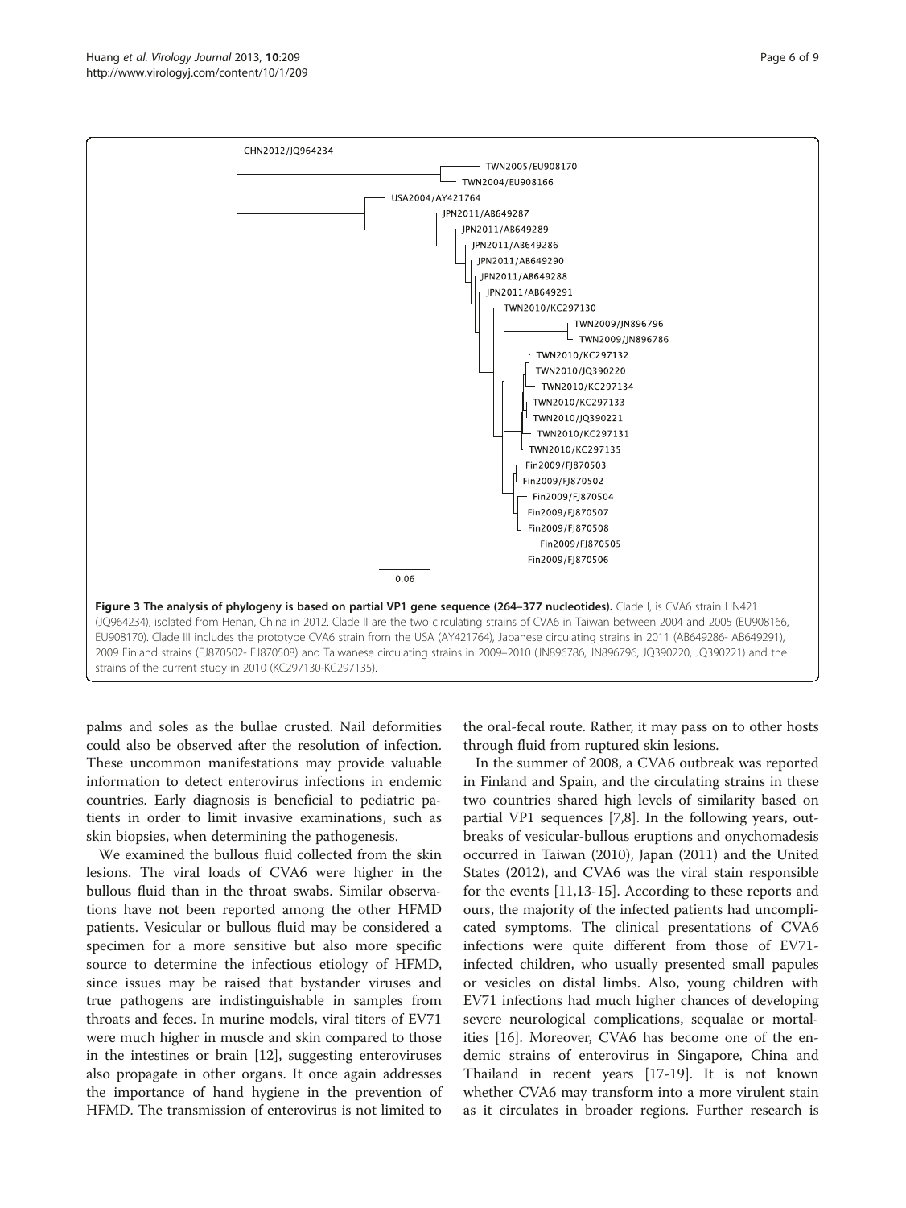**Figure 3 The analysis of phylogeny is based on partial VP1 gene sequence (264–377 nucleotides).** Clade I, is CVA6 strain HN421 (JQ964234), isolated from Henan, China in 2012. Clade II are the two circulating strains of CVA6 in Taiwan between 2004 and 2005 (EU908166, EU908170). Clade III includes the prototype CVA6 strain from the USA (AY421764), Japanese circulating strains in 2011 (AB649286- AB649291), 2009 Finland strains (FJ870502- FJ870508) and Taiwanese circulating strains in 2009–2010 (JN896786, JN896796, JQ390220, JQ390221) and the strains of the current study in 2010 (KC297130-KC297135).

palms and soles as the bullae crusted. Nail deformities could also be observed after the resolution of infection. These uncommon manifestations may provide valuable information to detect enterovirus infections in endemic countries. Early diagnosis is beneficial to pediatric patients in order to limit invasive examinations, such as skin biopsies, when determining the pathogenesis.

We examined the bullous fluid collected from the skin lesions. The viral loads of CVA6 were higher in the bullous fluid than in the throat swabs. Similar observations have not been reported among the other HFMD patients. Vesicular or bullous fluid may be considered a specimen for a more sensitive but also more specific source to determine the infectious etiology of HFMD, since issues may be raised that bystander viruses and true pathogens are indistinguishable in samples from throats and feces. In murine models, viral titers of EV71 were much higher in muscle and skin compared to those in the intestines or brain [12], suggesting enteroviruses also propagate in other organs. It once again addresses the importance of hand hygiene in the prevention of HFMD. The transmission of enterovirus is not limited to the oral-fecal route. Rather, it may pass on to other hosts through fluid from ruptured skin lesions.

In the summer of 2008, a CVA6 outbreak was reported in Finland and Spain, and the circulating strains in these two countries shared high levels of similarity based on partial VP1 sequences [7,8]. In the following years, outbreaks of vesicular-bullous eruptions and onychomadesis occurred in Taiwan (2010), Japan (2011) and the United States (2012), and CVA6 was the viral stain responsible for the events [11,13-15]. According to these reports and ours, the majority of the infected patients had uncomplicated symptoms. The clinical presentations of CVA6 infections were quite different from those of EV71-infected children, who usually presented small papules or vesicles on distal limbs. Also, young children with EV71 infections had much higher chances of developing severe neurological complications, sequalae or mortalities [16]. Moreover, CVA6 has become one of the endemic strains of enterovirus in Singapore, China and Thailand in recent years [17-19]. It is not known whether CVA6 may transform into a more virulent stain as it circulates in broader regions. Further research is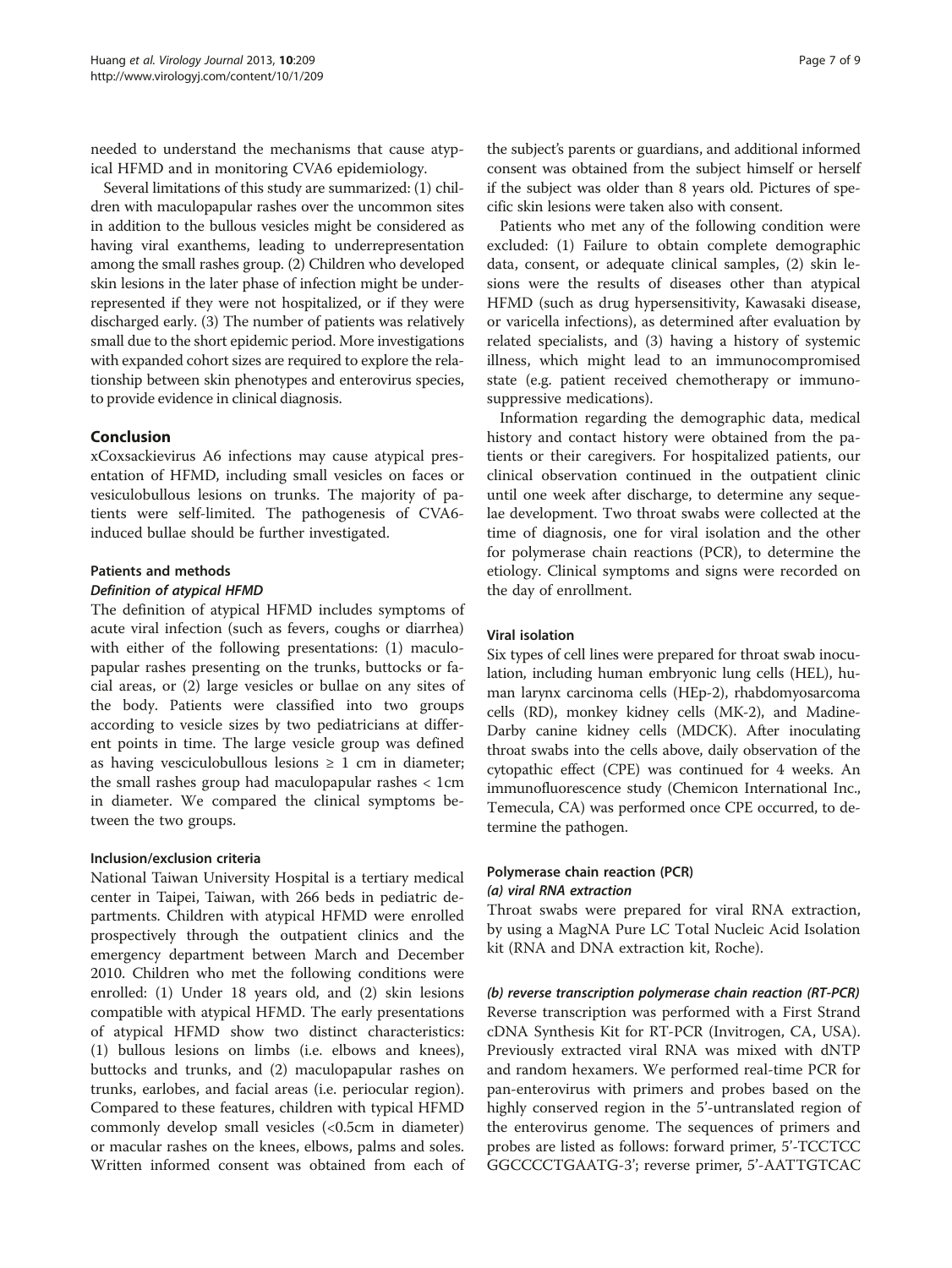needed to understand the mechanisms that cause atypical HFMD and in monitoring CVA6 epidemiology.

Several limitations of this study are summarized: (1) children with maculopapular rashes over the uncommon sites in addition to the bullous vesicles might be considered as having viral exanthems, leading to underrepresentation among the small rashes group. (2) Children who developed skin lesions in the later phase of infection might be underrepresented if they were not hospitalized, or if they were discharged early. (3) The number of patients was relatively small due to the short epidemic period. More investigations with expanded cohort sizes are required to explore the relationship between skin phenotypes and enterovirus species, to provide evidence in clinical diagnosis.

## Conclusion

xCoxsackievirus A6 infections may cause atypical presentation of HFMD, including small vesicles on faces or vesiculobullous lesions on trunks. The majority of patients were self-limited. The pathogenesis of CVA6-induced bullae should be further investigated.

## Patients and methods

### *Definition of atypical HFMD*

The definition of atypical HFMD includes symptoms of acute viral infection (such as fevers, coughs or diarrhea) with either of the following presentations: (1) maculopapular rashes presenting on the trunks, buttocks or facial areas, or (2) large vesicles or bullae on any sites of the body. Patients were classified into two groups according to vesicle sizes by two pediatricians at different points in time. The large vesicle group was defined as having vesciculobullous lesions ≥ 1 cm in diameter; the small rashes group had maculopapular rashes < 1cm in diameter. We compared the clinical symptoms between the two groups.

### Inclusion/exclusion criteria

National Taiwan University Hospital is a tertiary medical center in Taipei, Taiwan, with 266 beds in pediatric departments. Children with atypical HFMD were enrolled prospectively through the outpatient clinics and the emergency department between March and December 2010. Children who met the following conditions were enrolled: (1) Under 18 years old, and (2) skin lesions compatible with atypical HFMD. The early presentations of atypical HFMD show two distinct characteristics: (1) bullous lesions on limbs (i.e. elbows and knees), buttocks and trunks, and (2) maculopapular rashes on trunks, earlobes, and facial areas (i.e. periocular region). Compared to these features, children with typical HFMD commonly develop small vesicles (<0.5cm in diameter) or macular rashes on the knees, elbows, palms and soles. Written informed consent was obtained from each of the subject's parents or guardians, and additional informed consent was obtained from the subject himself or herself if the subject was older than 8 years old. Pictures of specific skin lesions were taken also with consent.

Patients who met any of the following condition were excluded: (1) Failure to obtain complete demographic data, consent, or adequate clinical samples, (2) skin lesions were the results of diseases other than atypical HFMD (such as drug hypersensitivity, Kawasaki disease, or varicella infections), as determined after evaluation by related specialists, and (3) having a history of systemic illness, which might lead to an immunocompromised state (e.g. patient received chemotherapy or immunosuppressive medications).

Information regarding the demographic data, medical history and contact history were obtained from the patients or their caregivers. For hospitalized patients, our clinical observation continued in the outpatient clinic until one week after discharge, to determine any sequelae development. Two throat swabs were collected at the time of diagnosis, one for viral isolation and the other for polymerase chain reactions (PCR), to determine the etiology. Clinical symptoms and signs were recorded on the day of enrollment.

### Viral isolation

Six types of cell lines were prepared for throat swab inoculation, including human embryonic lung cells (HEL), human larynx carcinoma cells (HEp-2), rhabdomyosarcoma cells (RD), monkey kidney cells (MK-2), and Madine-Darby canine kidney cells (MDCK). After inoculating throat swabs into the cells above, daily observation of the cytopathic effect (CPE) was continued for 4 weeks. An immunofluorescence study (Chemicon International Inc., Temecula, CA) was performed once CPE occurred, to determine the pathogen.

### Polymerase chain reaction (PCR)

#### *(a) viral RNA extraction*

Throat swabs were prepared for viral RNA extraction, by using a MagNA Pure LC Total Nucleic Acid Isolation kit (RNA and DNA extraction kit, Roche).

#### *(b) reverse transcription polymerase chain reaction (RT-PCR)*

Reverse transcription was performed with a First Strand cDNA Synthesis Kit for RT-PCR (Invitrogen, CA, USA). Previously extracted viral RNA was mixed with dNTP and random hexamers. We performed real-time PCR for pan-enterovirus with primers and probes based on the highly conserved region in the 5'-untranslated region of the enterovirus genome. The sequences of primers and probes are listed as follows: forward primer, 5'-TCCTCC GGCCCCTGAATG-3'; reverse primer, 5'-AATTGTCAC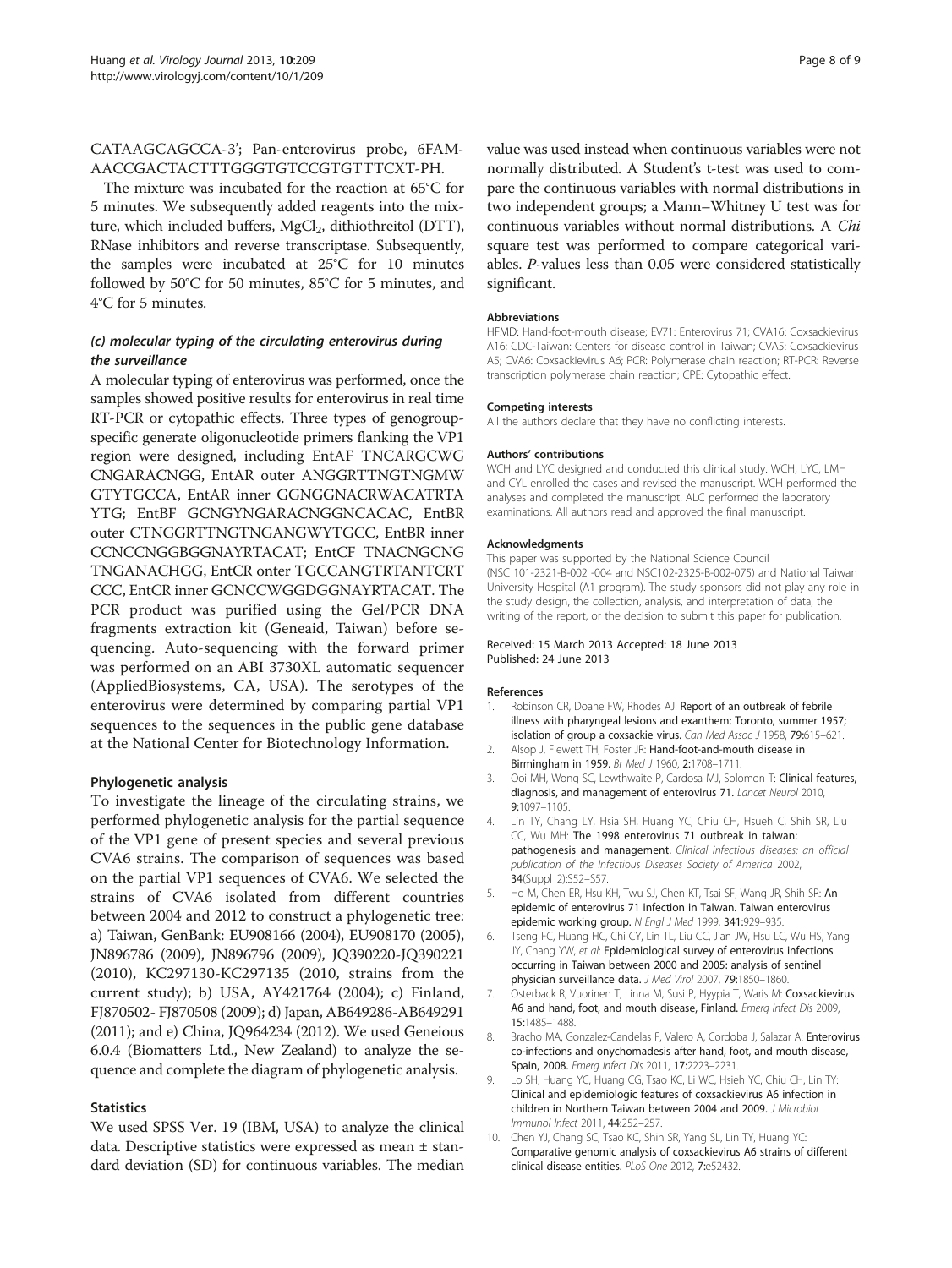CATAAGCAGCCA-3'; Pan-enterovirus probe, 6FAM-AACCGACTACTTTGGGTGTCCGTGTTTCXT-PH.

The mixture was incubated for the reaction at 65°C for 5 minutes. We subsequently added reagents into the mixture, which included buffers, $MgCl_2$, dithiothreitol (DTT), RNase inhibitors and reverse transcriptase. Subsequently, the samples were incubated at 25°C for 10 minutes followed by 50°C for 50 minutes, 85°C for 5 minutes, and 4°C for 5 minutes.

#### (c) molecular typing of the circulating enterovirus during the surveillance

A molecular typing of enterovirus was performed, once the samples showed positive results for enterovirus in real time RT-PCR or cytopathic effects. Three types of genogroup-specific generate oligonucleotide primers flanking the VP1 region were designed, including EntAF TNCARGCWG CNGARACNGG, EntAR outer ANGGRTTNGTNGMW GTYTGCCA, EntAR inner GGNGGNACRWACATRTA YTG; EntBF GCNGYNGARACNGGNCACAC, EntBR outer CTNGGRTTNGTNGANGWYTGCC, EntBR inner CCNCCNGGBGGNAYRTACAT; EntCF TNACNGCNG TNGANACHGG, EntCR onter TGCCANGTRTANTCRT CCC, EntCR inner GCNCCWGGDGGNAYRTACAT. The PCR product was purified using the Gel/PCR DNA fragments extraction kit (Geneaid, Taiwan) before sequencing. Auto-sequencing with the forward primer was performed on an ABI 3730XL automatic sequencer (AppliedBiosystems, CA, USA). The serotypes of the enterovirus were determined by comparing partial VP1 sequences to the sequences in the public gene database at the National Center for Biotechnology Information.

### Phylogenetic analysis

To investigate the lineage of the circulating strains, we performed phylogenetic analysis for the partial sequence of the VP1 gene of present species and several previous CVA6 strains. The comparison of sequences was based on the partial VP1 sequences of CVA6. We selected the strains of CVA6 isolated from different countries between 2004 and 2012 to construct a phylogenetic tree: a) Taiwan, GenBank: EU908166 (2004), EU908170 (2005), JN896786 (2009), JN896796 (2009), JQ390220-JQ390221 (2010), KC297130-KC297135 (2010, strains from the current study); b) USA, AY421764 (2004); c) Finland, FJ870502- FJ870508 (2009); d) Japan, AB649286-AB649291 (2011); and e) China, JQ964234 (2012). We used Geneious 6.0.4 (Biomatters Ltd., New Zealand) to analyze the sequence and complete the diagram of phylogenetic analysis.

### Statistics

We used SPSS Ver. 19 (IBM, USA) to analyze the clinical data. Descriptive statistics were expressed as mean ± standard deviation (SD) for continuous variables. The median value was used instead when continuous variables were not normally distributed. A Student's t-test was used to compare the continuous variables with normal distributions in two independent groups; a Mann–Whitney U test was for continuous variables without normal distributions. A *Chi* square test was performed to compare categorical variables. *P*-values less than 0.05 were considered statistically significant.

#### Abbreviations

HFMD: Hand-foot-mouth disease; EV71: Enterovirus 71; CVA16: Coxsackievirus A16; CDC-Taiwan: Centers for disease control in Taiwan; CVA5: Coxsackievirus A5; CVA6: Coxsackievirus A6; PCR: Polymerase chain reaction; RT-PCR: Reverse transcription polymerase chain reaction; CPE: Cytopathic effect.

#### Competing interests

All the authors declare that they have no conflicting interests.

#### Authors' contributions

WCH and LYC designed and conducted this clinical study. WCH, LYC, LMH and CYL enrolled the cases and revised the manuscript. WCH performed the analyses and completed the manuscript. ALC performed the laboratory examinations. All authors read and approved the final manuscript.

#### Acknowledgments

This paper was supported by the National Science Council (NSC 101-2321-B-002 -004 and NSC102-2325-B-002-075) and National Taiwan University Hospital (A1 program). The study sponsors did not play any role in the study design, the collection, analysis, and interpretation of data, the writing of the report, or the decision to submit this paper for publication.

Received: 15 March 2013 Accepted: 18 June 2013
Published: 24 June 2013

#### References

1. Robinson CR, Doane FW, Rhodes AJ: **Report of an outbreak of febrile illness with pharyngeal lesions and exanthem: Toronto, summer 1957; isolation of group a coxsackie virus.** *Can Med Assoc J* 1958, **79:**615–621.
2. Alsop J, Flewett TH, Foster JR: **Hand-foot-and-mouth disease in Birmingham in 1959.** *Br Med J* 1960, **2:**1708–1711.
3. Ooi MH, Wong SC, Lewthwaite P, Cardosa MJ, Solomon T: **Clinical features, diagnosis, and management of enterovirus 71.** *Lancet Neurol* 2010, **9:**1097–1105.
4. Lin TY, Chang LY, Hsia SH, Huang YC, Chiu CH, Hsueh C, Shih SR, Liu CC, Wu MH: **The 1998 enterovirus 71 outbreak in taiwan: pathogenesis and management.** *Clinical infectious diseases: an official publication of the Infectious Diseases Society of America* 2002, **34**(Suppl 2):S52–S57.
5. Ho M, Chen ER, Hsu KH, Twu SJ, Chen KT, Tsai SF, Wang JR, Shih SR: **An epidemic of enterovirus 71 infection in Taiwan. Taiwan enterovirus epidemic working group.** *N Engl J Med* 1999, **341:**929–935.
6. Tseng FC, Huang HC, Chi CY, Lin TL, Liu CC, Jian JW, Hsu LC, Wu HS, Yang JY, Chang YW, *et al*: **Epidemiological survey of enterovirus infections occurring in Taiwan between 2000 and 2005: analysis of sentinel physician surveillance data.** *J Med Virol* 2007, **79:**1850–1860.
7. Osterback R, Vuorinen T, Linna M, Susi P, Hyypia T, Waris M: **Coxsackievirus A6 and hand, foot, and mouth disease, Finland.** *Emerg Infect Dis* 2009, **15:**1485–1488.
8. Bracho MA, Gonzalez-Candelas F, Valero A, Cordoba J, Salazar A: **Enterovirus co-infections and onychomadesis after hand, foot, and mouth disease, Spain, 2008.** *Emerg Infect Dis* 2011, **17:**2223–2231.
9. Lo SH, Huang YC, Huang CG, Tsao KC, Li WC, Hsieh YC, Chiu CH, Lin TY: **Clinical and epidemiologic features of coxsackievirus A6 infection in children in Northern Taiwan between 2004 and 2009.** *J Microbiol Immunol Infect* 2011, **44:**252–257.
10. Chen YJ, Chang SC, Tsao KC, Shih SR, Yang SL, Lin TY, Huang YC: **Comparative genomic analysis of coxsackievirus A6 strains of different clinical disease entities.** *PLoS One* 2012, **7:**e52432.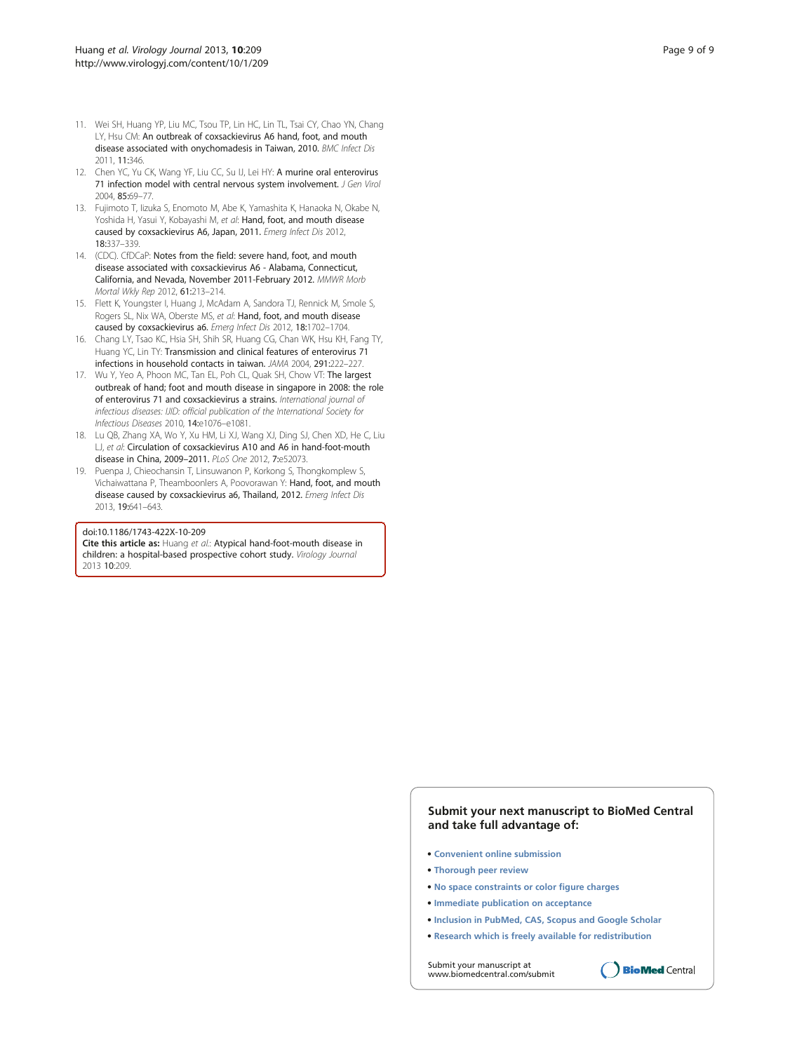11. Wei SH, Huang YP, Liu MC, Tsou TP, Lin HC, Lin TL, Tsai CY, Chao YN, Chang LY, Hsu CM: **An outbreak of coxsackievirus A6 hand, foot, and mouth disease associated with onychomadesis in Taiwan, 2010.** *BMC Infect Dis* 2011, **11:**346.
12. Chen YC, Yu CK, Wang YF, Liu CC, Su IJ, Lei HY: **A murine oral enterovirus 71 infection model with central nervous system involvement.** *J Gen Virol* 2004, **85:**69–77.
13. Fujimoto T, Iizuka S, Enomoto M, Abe K, Yamashita K, Hanaoka N, Okabe N, Yoshida H, Yasui Y, Kobayashi M, *et al*: **Hand, foot, and mouth disease caused by coxsackievirus A6, Japan, 2011.** *Emerg Infect Dis* 2012, **18:**337–339.
14. (CDC). CfDCaP: **Notes from the field: severe hand, foot, and mouth disease associated with coxsackievirus A6 - Alabama, Connecticut, California, and Nevada, November 2011-February 2012.** *MMWR Morb Mortal Wkly Rep* 2012, **61:**213–214.
15. Flett K, Youngster I, Huang J, McAdam A, Sandora TJ, Rennick M, Smole S, Rogers SL, Nix WA, Oberste MS, *et al*: **Hand, foot, and mouth disease caused by coxsackievirus a6.** *Emerg Infect Dis* 2012, **18:**1702–1704.
16. Chang LY, Tsao KC, Hsia SH, Shih SR, Huang CG, Chan WK, Hsu KH, Fang TY, Huang YC, Lin TY: **Transmission and clinical features of enterovirus 71 infections in household contacts in taiwan.** *JAMA* 2004, **291:**222–227.
17. Wu Y, Yeo A, Phoon MC, Tan EL, Poh CL, Quak SH, Chow VT: **The largest outbreak of hand; foot and mouth disease in singapore in 2008: the role of enterovirus 71 and coxsackievirus a strains.** *International journal of infectious diseases: IJID: official publication of the International Society for Infectious Diseases* 2010, **14:**e1076–e1081.
18. Lu QB, Zhang XA, Wo Y, Xu HM, Li XJ, Wang XJ, Ding SJ, Chen XD, He C, Liu LJ, *et al*: **Circulation of coxsackievirus A10 and A6 in hand-foot-mouth disease in China, 2009–2011.** *PLoS One* 2012, **7:**e52073.
19. Puenpa J, Chieochansin T, Linsuwanon P, Korkong S, Thongkomplew S, Vichaiwattana P, Theamboonlers A, Poovorawan Y: **Hand, foot, and mouth disease caused by coxsackievirus a6, Thailand, 2012.** *Emerg Infect Dis* 2013, **19:**641–643.

doi:10.1186/1743-422X-10-209

**Cite this article as:** Huang *et al.*: Atypical hand-foot-mouth disease in children: a hospital-based prospective cohort study. *Virology Journal* 2013 **10**:209.